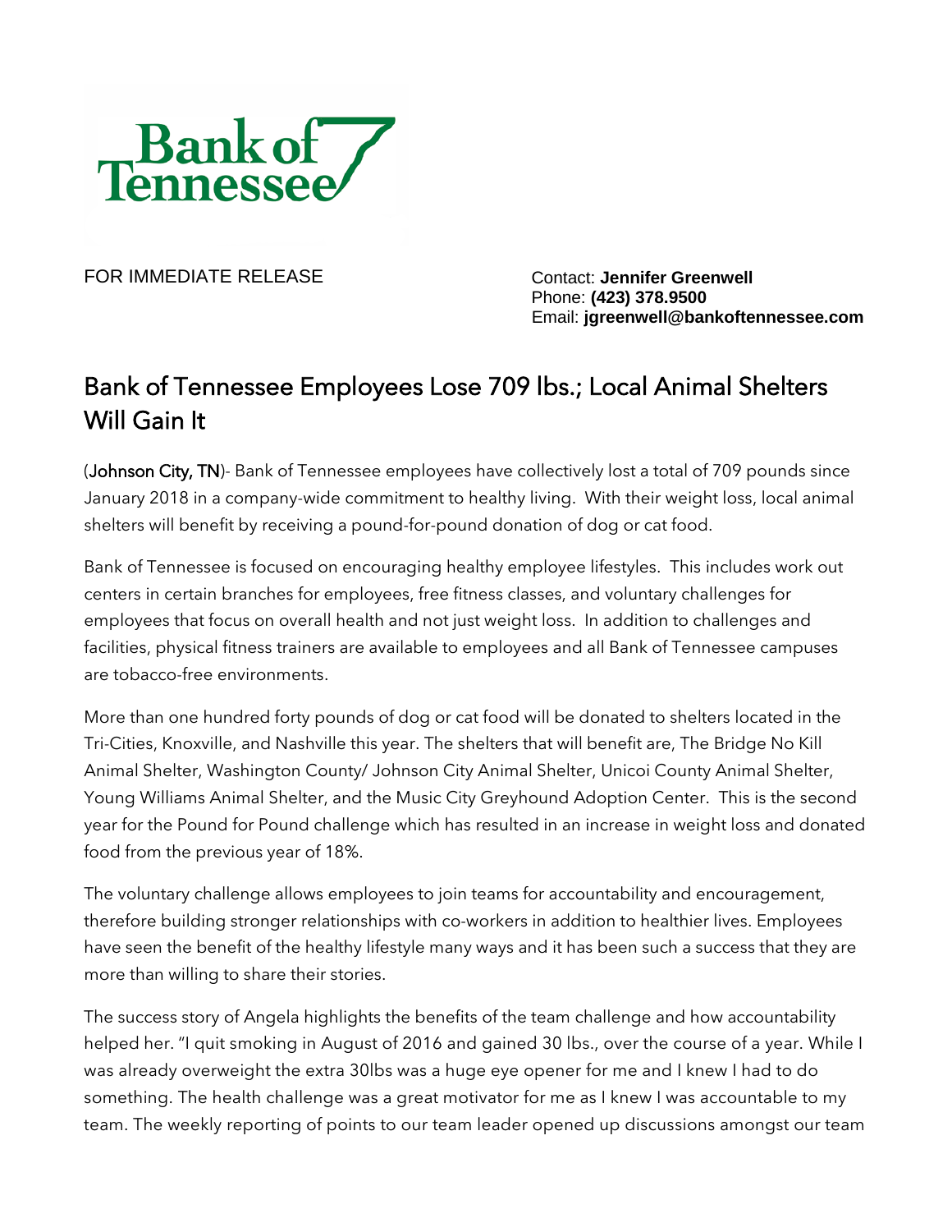Bank of Tennessee

FOR IMMEDIATE RELEASE

Contact: **Jennifer Greenwell**
Phone: **(423) 378.9500**
Email: **jgreenwell@bankoftennessee.com**

# Bank of Tennessee Employees Lose 709 lbs.; Local Animal Shelters Will Gain It

(Johnson City, TN)- Bank of Tennessee employees have collectively lost a total of 709 pounds since January 2018 in a company-wide commitment to healthy living. With their weight loss, local animal shelters will benefit by receiving a pound-for-pound donation of dog or cat food.

Bank of Tennessee is focused on encouraging healthy employee lifestyles. This includes work out centers in certain branches for employees, free fitness classes, and voluntary challenges for employees that focus on overall health and not just weight loss. In addition to challenges and facilities, physical fitness trainers are available to employees and all Bank of Tennessee campuses are tobacco-free environments.

More than one hundred forty pounds of dog or cat food will be donated to shelters located in the Tri-Cities, Knoxville, and Nashville this year. The shelters that will benefit are, The Bridge No Kill Animal Shelter, Washington County/ Johnson City Animal Shelter, Unicoi County Animal Shelter, Young Williams Animal Shelter, and the Music City Greyhound Adoption Center. This is the second year for the Pound for Pound challenge which has resulted in an increase in weight loss and donated food from the previous year of 18%.

The voluntary challenge allows employees to join teams for accountability and encouragement, therefore building stronger relationships with co-workers in addition to healthier lives. Employees have seen the benefit of the healthy lifestyle many ways and it has been such a success that they are more than willing to share their stories.

The success story of Angela highlights the benefits of the team challenge and how accountability helped her. "I quit smoking in August of 2016 and gained 30 lbs., over the course of a year. While I was already overweight the extra 30lbs was a huge eye opener for me and I knew I had to do something. The health challenge was a great motivator for me as I knew I was accountable to my team. The weekly reporting of points to our team leader opened up discussions amongst our team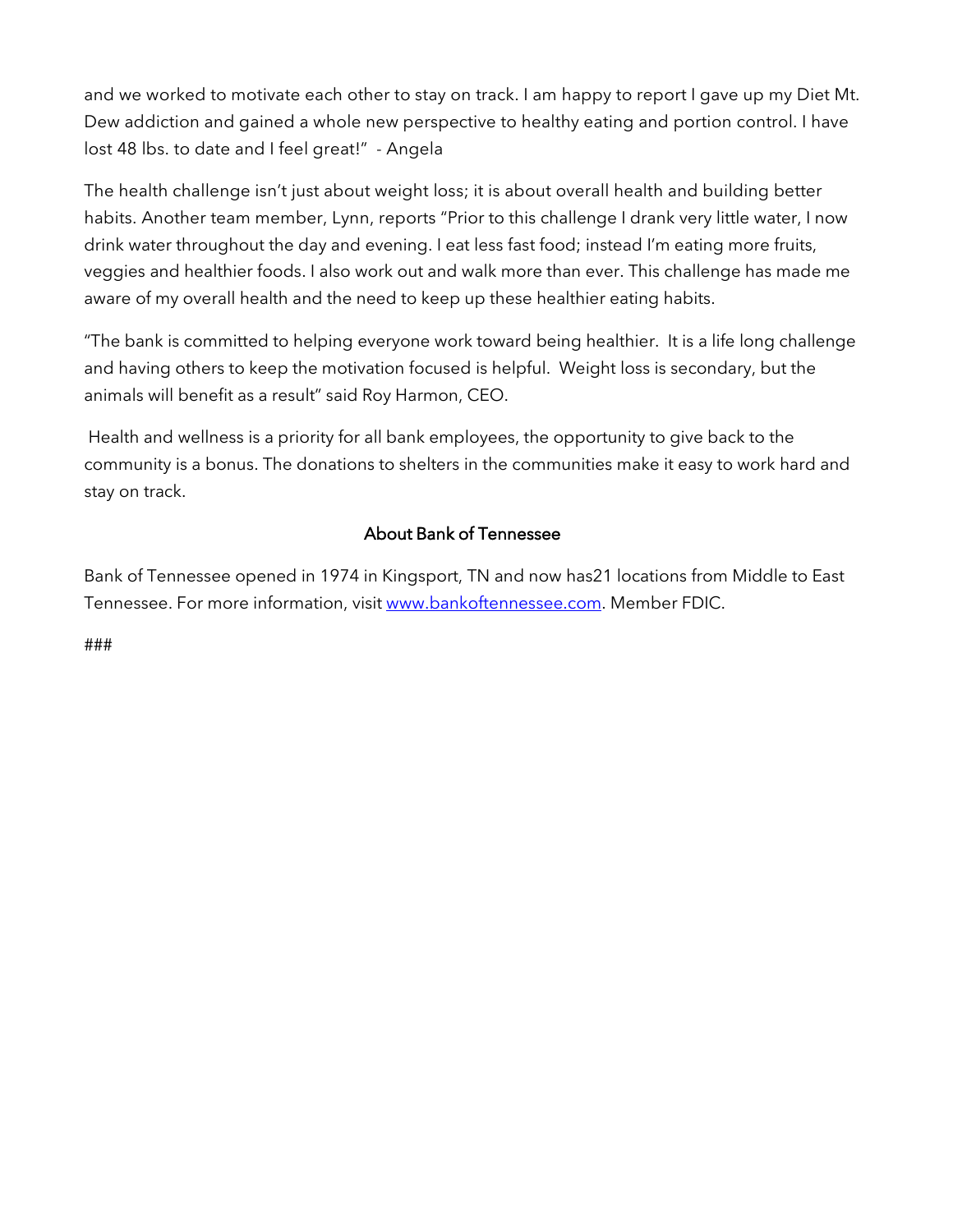and we worked to motivate each other to stay on track. I am happy to report I gave up my Diet Mt. Dew addiction and gained a whole new perspective to healthy eating and portion control. I have lost 48 lbs. to date and I feel great!" - Angela

The health challenge isn't just about weight loss; it is about overall health and building better habits. Another team member, Lynn, reports "Prior to this challenge I drank very little water, I now drink water throughout the day and evening. I eat less fast food; instead I'm eating more fruits, veggies and healthier foods. I also work out and walk more than ever. This challenge has made me aware of my overall health and the need to keep up these healthier eating habits.

"The bank is committed to helping everyone work toward being healthier. It is a life long challenge and having others to keep the motivation focused is helpful. Weight loss is secondary, but the animals will benefit as a result" said Roy Harmon, CEO.

Health and wellness is a priority for all bank employees, the opportunity to give back to the community is a bonus. The donations to shelters in the communities make it easy to work hard and stay on track.

## About Bank of Tennessee

Bank of Tennessee opened in 1974 in Kingsport, TN and now has21 locations from Middle to East Tennessee. For more information, visit [www.bankoftennessee.com](http://www.bankoftennessee.com). Member FDIC.

###